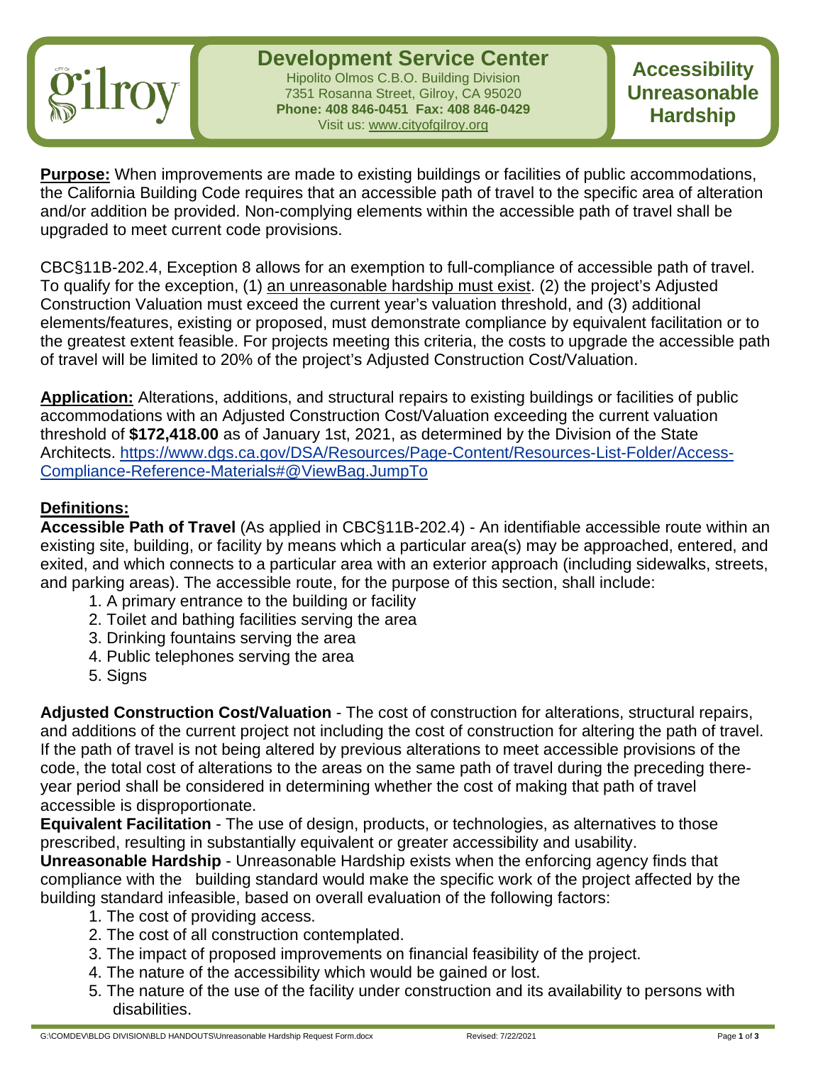# Development Service Center

Hipolito Olmos C.B.O. Building Division
7351 Rosanna Street, Gilroy, CA 95020
**Phone: 408 846-0451 Fax: 408 846-0429**
Visit us: www.cityofgilroy.org

## Accessibility Unreasonable Hardship

**Purpose:** When improvements are made to existing buildings or facilities of public accommodations, the California Building Code requires that an accessible path of travel to the specific area of alteration and/or addition be provided. Non-complying elements within the accessible path of travel shall be upgraded to meet current code provisions.

CBC§11B-202.4, Exception 8 allows for an exemption to full-compliance of accessible path of travel. To qualify for the exception, (1) an unreasonable hardship must exist. (2) the project's Adjusted Construction Valuation must exceed the current year's valuation threshold, and (3) additional elements/features, existing or proposed, must demonstrate compliance by equivalent facilitation or to the greatest extent feasible. For projects meeting this criteria, the costs to upgrade the accessible path of travel will be limited to 20% of the project's Adjusted Construction Cost/Valuation.

**Application:** Alterations, additions, and structural repairs to existing buildings or facilities of public accommodations with an Adjusted Construction Cost/Valuation exceeding the current valuation threshold of **$172,418.00** as of January 1st, 2021, as determined by the Division of the State Architects. https://www.dgs.ca.gov/DSA/Resources/Page-Content/Resources-List-Folder/Access-Compliance-Reference-Materials#@ViewBag.JumpTo

**Definitions:**

**Accessible Path of Travel** (As applied in CBC§11B-202.4) - An identifiable accessible route within an existing site, building, or facility by means which a particular area(s) may be approached, entered, and exited, and which connects to a particular area with an exterior approach (including sidewalks, streets, and parking areas). The accessible route, for the purpose of this section, shall include:

1. A primary entrance to the building or facility
2. Toilet and bathing facilities serving the area
3. Drinking fountains serving the area
4. Public telephones serving the area
5. Signs

**Adjusted Construction Cost/Valuation** - The cost of construction for alterations, structural repairs, and additions of the current project not including the cost of construction for altering the path of travel. If the path of travel is not being altered by previous alterations to meet accessible provisions of the code, the total cost of alterations to the areas on the same path of travel during the preceding there-year period shall be considered in determining whether the cost of making that path of travel accessible is disproportionate.

**Equivalent Facilitation** - The use of design, products, or technologies, as alternatives to those prescribed, resulting in substantially equivalent or greater accessibility and usability.

**Unreasonable Hardship** - Unreasonable Hardship exists when the enforcing agency finds that compliance with the building standard would make the specific work of the project affected by the building standard infeasible, based on overall evaluation of the following factors:

1. The cost of providing access.
2. The cost of all construction contemplated.
3. The impact of proposed improvements on financial feasibility of the project.
4. The nature of the accessibility which would be gained or lost.
5. The nature of the use of the facility under construction and its availability to persons with disabilities.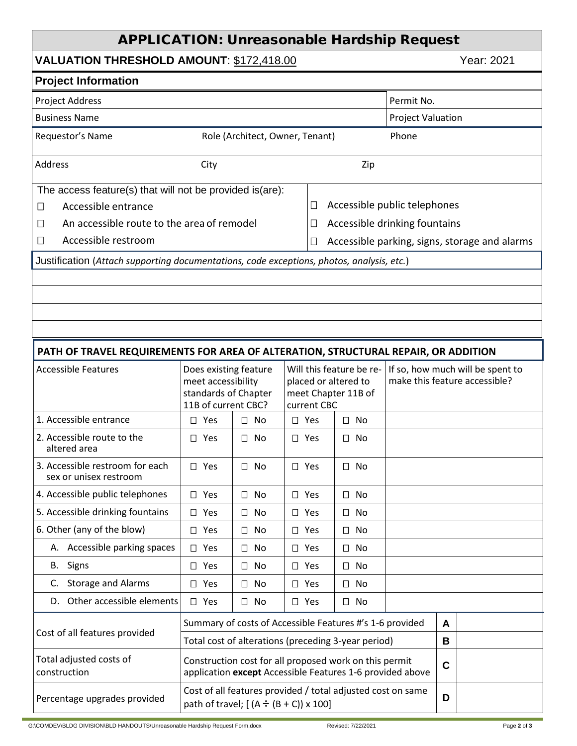# APPLICATION: Unreasonable Hardship Request

**VALUATION THRESHOLD AMOUNT**: $172,418.00 Year: 2021

## Project Information

| Project Address | | | Permit No. |
|---|---|---|---|
| Business Name | | | Project Valuation |
| Requestor's Name | Role (Architect, Owner, Tenant) | | Phone |
| Address | City | Zip | |

The access feature(s) that will not be provided is(are):

- ☐ Accessible entrance
- ☐ An accessible route to the area of remodel
- ☐ Accessible restroom
- ☐ Accessible public telephones
- ☐ Accessible drinking fountains
- ☐ Accessible parking, signs, storage and alarms

Justification (*Attach supporting documentations, code exceptions, photos, analysis, etc.*)

## PATH OF TRAVEL REQUIREMENTS FOR AREA OF ALTERATION, STRUCTURAL REPAIR, OR ADDITION

| Accessible Features | Does existing feature meet accessibility standards of Chapter 11B of current CBC? | | Will this feature be re-placed or altered to meet Chapter 11B of current CBC | | If so, how much will be spent to make this feature accessible? |
|---|---|---|---|---|---|
| 1. Accessible entrance | ☐ Yes | ☐ No | ☐ Yes | ☐ No | |
| 2. Accessible route to the altered area | ☐ Yes | ☐ No | ☐ Yes | ☐ No | |
| 3. Accessible restroom for each sex or unisex restroom | ☐ Yes | ☐ No | ☐ Yes | ☐ No | |
| 4. Accessible public telephones | ☐ Yes | ☐ No | ☐ Yes | ☐ No | |
| 5. Accessible drinking fountains | ☐ Yes | ☐ No | ☐ Yes | ☐ No | |
| 6. Other (any of the blow) | ☐ Yes | ☐ No | ☐ Yes | ☐ No | |
| A. Accessible parking spaces | ☐ Yes | ☐ No | ☐ Yes | ☐ No | |
| B. Signs | ☐ Yes | ☐ No | ☐ Yes | ☐ No | |
| C. Storage and Alarms | ☐ Yes | ☐ No | ☐ Yes | ☐ No | |
| D. Other accessible elements | ☐ Yes | ☐ No | ☐ Yes | ☐ No | |

| | | | |
|---|---|---|---|
| Cost of all features provided | Summary of costs of Accessible Features #'s 1-6 provided | **A** | |
| | Total cost of alterations (preceding 3-year period) | **B** | |
| Total adjusted costs of construction | Construction cost for all proposed work on this permit application **except** Accessible Features 1-6 provided above | **C** | |
| Percentage upgrades provided | Cost of all features provided / total adjusted cost on same path of travel; [ (A ÷ (B + C)) x 100] | **D** | |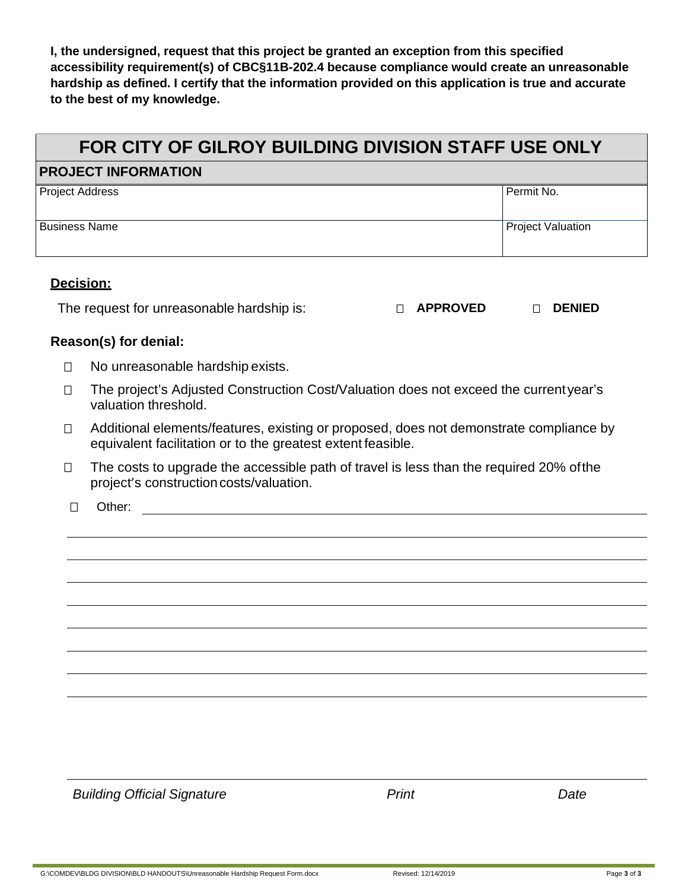**I, the undersigned, request that this project be granted an exception from this specified accessibility requirement(s) of CBC§11B-202.4 because compliance would create an unreasonable hardship as defined. I certify that the information provided on this application is true and accurate to the best of my knowledge.**

# FOR CITY OF GILROY BUILDING DIVISION STAFF USE ONLY

## PROJECT INFORMATION

| | |
|---|---|
| Project Address | Permit No. |
| Business Name | Project Valuation |

**Decision:**

The request for unreasonable hardship is: ☐ **APPROVED** ☐ **DENIED**

**Reason(s) for denial:**

- ☐ No unreasonable hardship exists.
- ☐ The project's Adjusted Construction Cost/Valuation does not exceed the current year's valuation threshold.
- ☐ Additional elements/features, existing or proposed, does not demonstrate compliance by equivalent facilitation or to the greatest extent feasible.
- ☐ The costs to upgrade the accessible path of travel is less than the required 20% of the project's construction costs/valuation.
- ☐ Other: ______________________________

*Building Official Signature* *Print* *Date*